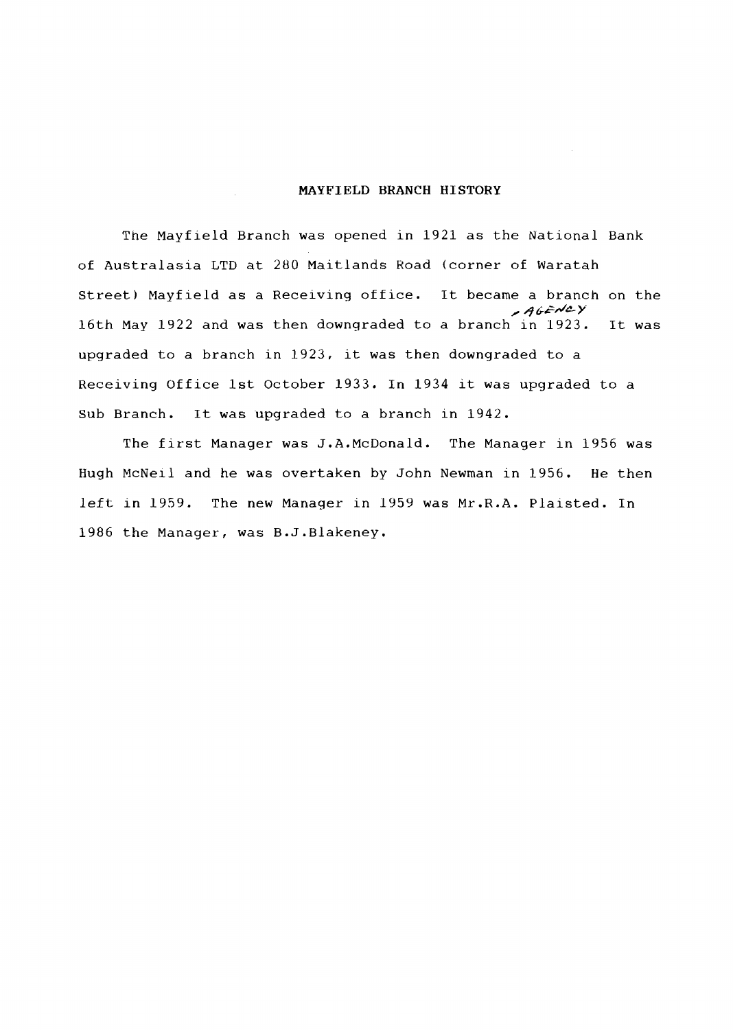# MAYFIELD BRANCH HISTORY

The Mayfield Branch was opened in 1921 as the National Bank of Australasia LTD at 280 Maitlands Road (corner of Waratah Street) Mayfield as a Receiving office. It became a branch on the 16th May 1922 and was then downgraded to a branch AGENCY in 1923. It was upgraded to a branch in 1923, it was then downgraded to a Receiving Office 1st October 1933. In 1934 it was upgraded to a Sub Branch. It was upgraded to a branch in 1942.

The first Manager was J.A.McDonald. The Manager in 1956 was Hugh McNeil and he was overtaken by John Newman in 1956. He then left in 1959. The new Manager in 1959 was Mr.R.A. Plaisted. In 1986 the Manager, was B.J.Blakeney.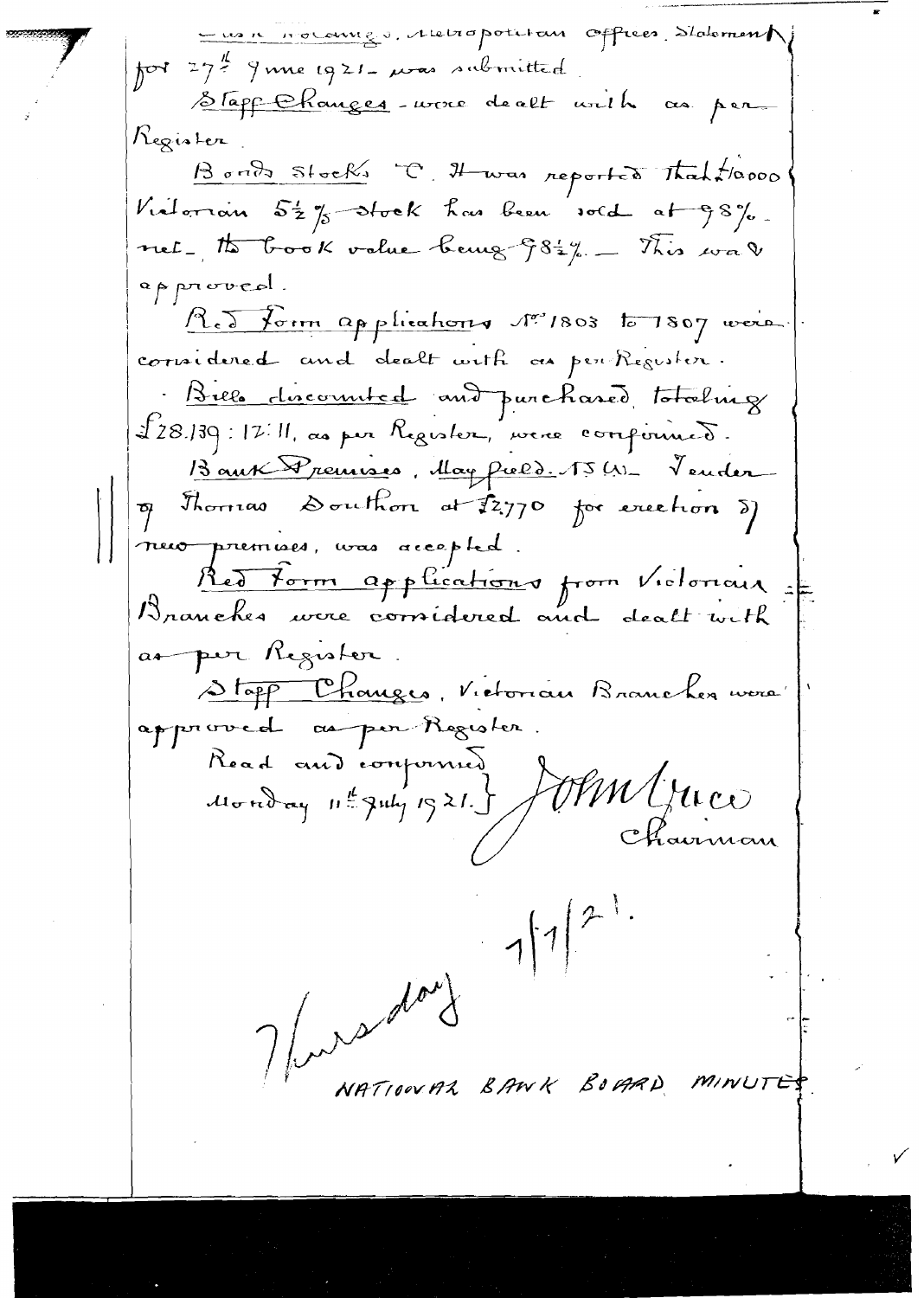Cash Holdings, Metropolitan Offices. Statement for 27th June 1921 – was submitted.

Staff Changes – were dealt with as per Register.

Bonds Stocks &c. It was reported that £10000 Victorian 5½% Stock has been sold at 98% net, the book value being 98½%. – This was approved.

Red Form applications No. 1803 to 1807 were considered and dealt with as per Register.

Bills discounted and purchased totaling £28.139 : 12 : 11, as per Register, were confirmed.

Bank Premises, Mayfield. N.S.W. – Tender of Thomas Southon at £2770 for erection of new premises, was accepted.

Red Form applications from Victorian Branches were considered and dealt with as per Register.

Staff Changes, Victorian Branches were approved as per Register.

Read and confirmed
Monday 11th July 1921.

John Grice
Chairman

Thursday 7/7/21.

NATIONAL BANK BOARD MINUTES.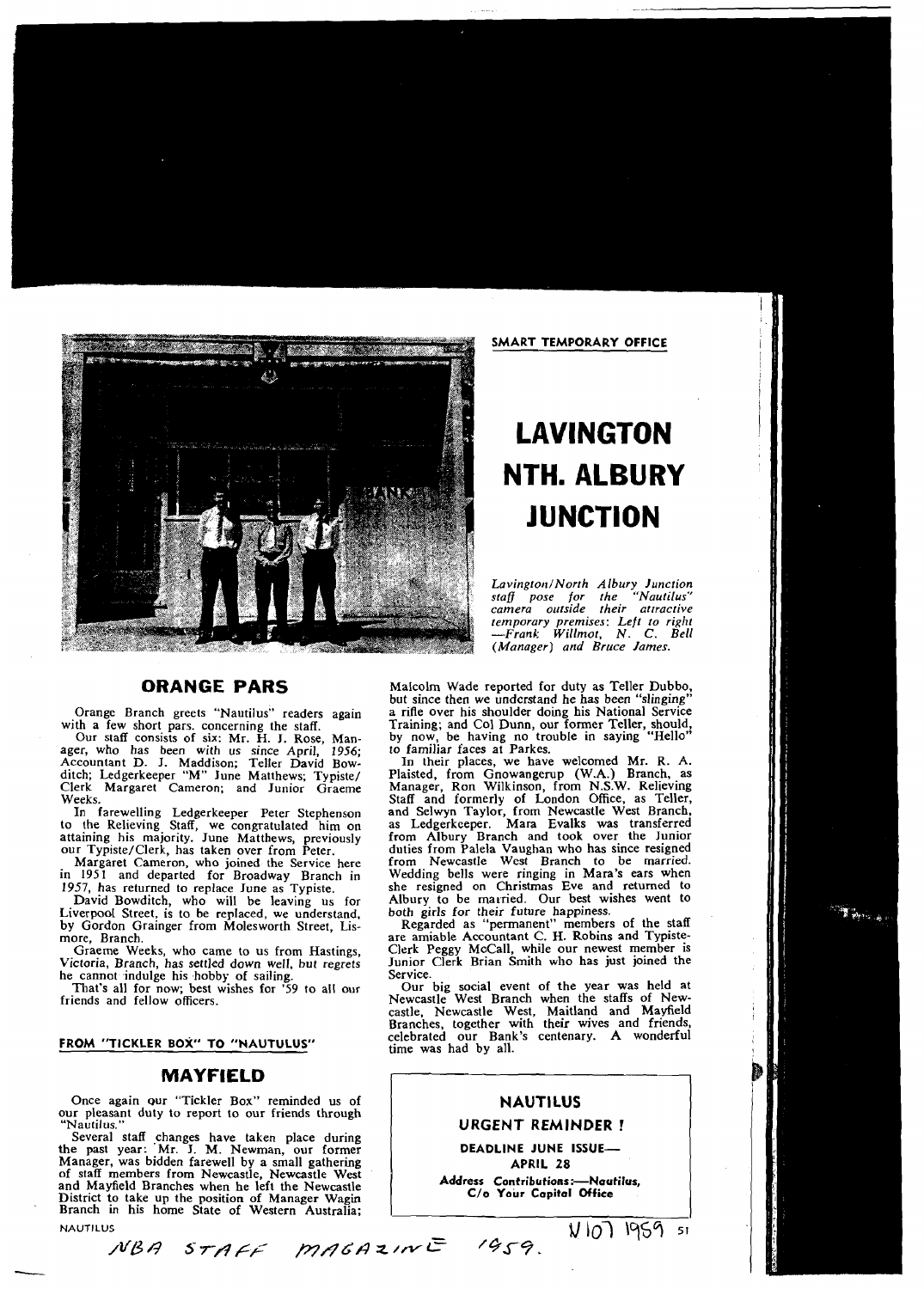SMART TEMPORARY OFFICE

# LAVINGTON NTH. ALBURY JUNCTION

*Lavington/North Albury Junction staff pose for the "Nautilus" camera outside their attractive temporary premises: Left to right —Frank Willmot, N. C. Bell (Manager) and Bruce James.*

## ORANGE PARS

Orange Branch greets "Nautilus" readers again with a few short pars. concerning the staff.

Our staff consists of six: Mr. H. J. Rose, Manager, who has been with us since *April, 1956;* Accountant D. J. Maddison; Teller David Bowditch; Ledgerkeeper "M" June Matthews; Typiste/Clerk Margaret Cameron; and Junior Graeme Weeks.

In farewelling Ledgerkeeper Peter Stephenson to the Relieving Staff, we congratulated him on attaining his majority. June Matthews, previously our Typiste/Clerk, has taken over from Peter.

Margaret Cameron, who joined the Service here in 1951 and departed for Broadway Branch in 1957, has returned to replace June as Typiste.

David Bowditch, who will be leaving us for Liverpool Street, is to be replaced, we understand, by Gordon Grainger from Molesworth Street, Lismore, Branch.

Graeme Weeks, who came to us from Hastings, Victoria, Branch, has settled down well, but regrets he cannot indulge his hobby of sailing.

That's all for now; best wishes for '59 to all our friends and fellow officers.

FROM "TICKLER BOX" TO "NAUTULUS"

## MAYFIELD

Once again our "Tickler Box" reminded us of our pleasant duty to report to our friends through "Nautilus."

Several staff changes have taken place during the past year: Mr. J. M. Newman, our former Manager, was bidden farewell by a small gathering of staff members from Newcastle, Newcastle West and Mayfield Branches when he left the Newcastle District to take up the position of Manager Wagin Branch in his home State of Western Australia; Malcolm Wade reported for duty as Teller Dubbo, but since then we understand he has been "slinging" a rifle over his shoulder doing his National Service Training; and Col Dunn, our former Teller, should, by now, be having no trouble in saying "Hello" to familiar faces at Parkes.

In their places, we have welcomed Mr. R. A. Plaisted, from Gnowangerup (W.A.) Branch, as Manager, Ron Wilkinson, from N.S.W. Relieving Staff and formerly of London Office, as Teller, and Selwyn Taylor, from Newcastle West Branch, as Ledgerkeeper. Mara Evalks was transferred from Albury Branch and took over the Junior duties from Palela Vaughan who has since resigned from Newcastle West Branch to be married. Wedding bells were ringing in Mara's ears when she resigned on Christmas Eve and returned to Albury to be married. Our best wishes went to both girls for their future happiness.

Regarded as "permanent" members of the staff are amiable Accountant C. H. Robins and Typiste-Clerk Peggy McCall, while our newest member is Junior Clerk Brian Smith who has just joined the Service.

Our big social event of the year was held at Newcastle West Branch when the staffs of Newcastle, Newcastle West, Maitland and Mayfield Branches, together with their wives and friends, celebrated our Bank's centenary. A wonderful time was had by all.

**NAUTILUS**

**URGENT REMINDER!**

**DEADLINE JUNE ISSUE— APRIL 28**

**Address Contributions:—Nautilus, C/o Your Capital Office**

NBA STAFF MAGAZINE 1959.

V 10 ) 1959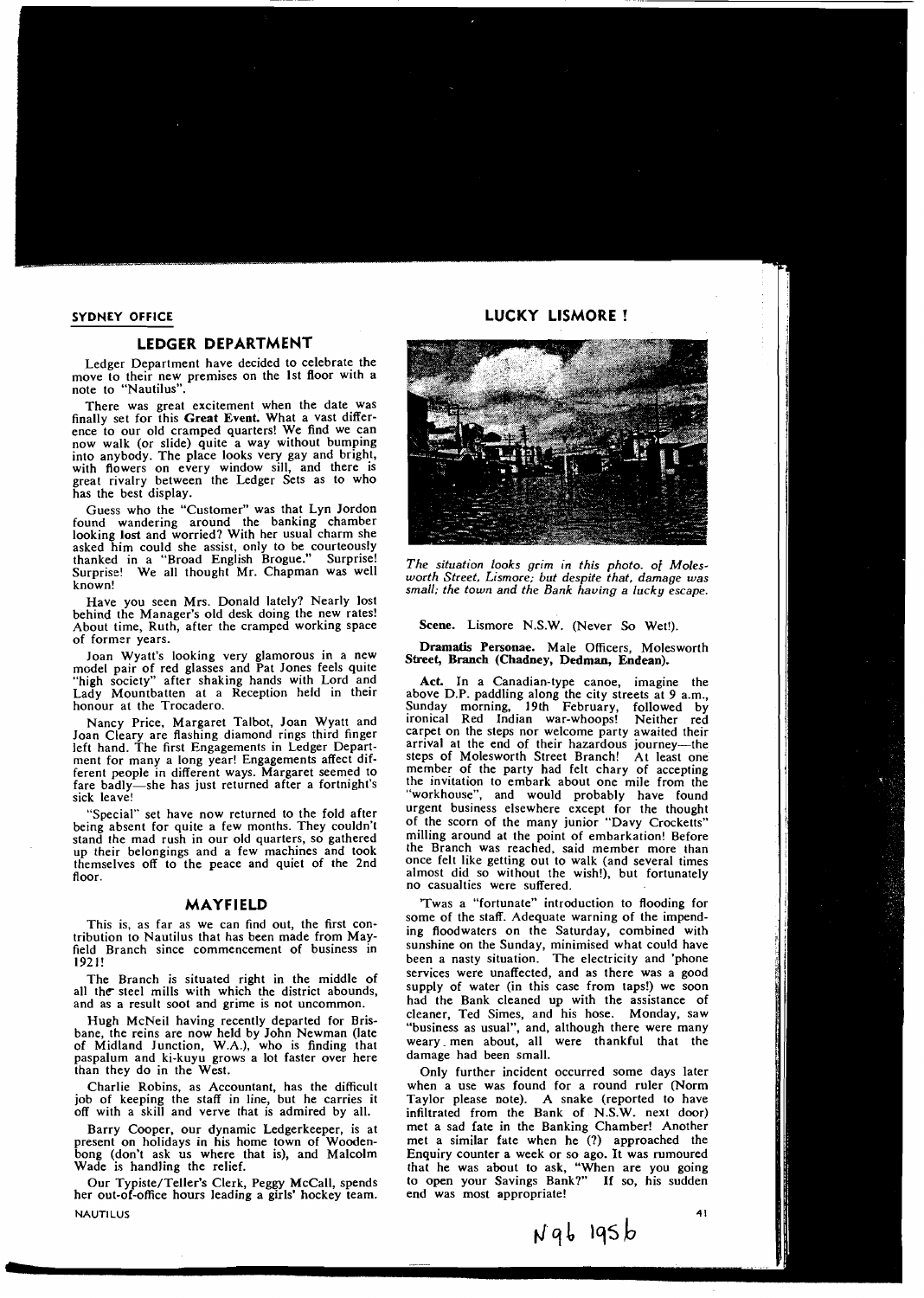## SYDNEY OFFICE

### LEDGER DEPARTMENT

Ledger Department have decided to celebrate the move to their new premises on the 1st floor with a note to "Nautilus".

There was great excitement when the date was finally set for this **Great Event.** What a vast difference to our old cramped quarters! We find we can now walk (or slide) quite a way without bumping into anybody. The place looks very gay and bright, with flowers on every window sill, and there is great rivalry between the Ledger Sets as to who has the best display.

Guess who the "Customer" was that Lyn Jordon found wandering around the banking chamber looking lost and worried? With her usual charm she asked him could she assist, only to be courteously thanked in a "Broad English Brogue." Surprise! Surprise! We all thought Mr. Chapman was well known!

Have you seen Mrs. Donald lately? Nearly lost behind the Manager's old desk doing the new rates! About time, Ruth, after the cramped working space of former years.

Joan Wyatt's looking very glamorous in a new model pair of red glasses and Pat Jones feels quite "high society" after shaking hands with Lord and Lady Mountbatten at a Reception held in their honour at the Trocadero.

Nancy Price, Margaret Talbot, Joan Wyatt and Joan Cleary are flashing diamond rings third finger left hand. The first Engagements in Ledger Department for many a long year! Engagements affect different people in different ways. Margaret seemed to fare badly—she has just returned after a fortnight's sick leave!

"Special" set have now returned to the fold after being absent for quite a few months. They couldn't stand the mad rush in our old quarters, so gathered up their belongings and a few machines and took themselves off to the peace and quiet of the 2nd floor.

### MAYFIELD

This is, as far as we can find out, the first contribution to Nautilus that has been made from Mayfield Branch since commencement of business in 1921!

The Branch is situated right in the middle of all the steel mills with which the district abounds, and as a result soot and grime is not uncommon.

Hugh McNeil having recently departed for Brisbane, the reins are now held by John Newman (late of Midland Junction, W.A.), who is finding that paspalum and ki-kuyu grows a lot faster over here than they do in the West.

Charlie Robins, as Accountant, has the difficult job of keeping the staff in line, but he carries it off with a skill and verve that is admired by all.

Barry Cooper, our dynamic Ledgerkeeper, is at present on holidays in his home town of Woodenbong (don't ask us where that is), and Malcolm Wade is handling the relief.

Our Typiste/Teller's Clerk, Peggy McCall, spends her out-of-office hours leading a girls' hockey team.

## LUCKY LISMORE !

*The situation looks grim in this photo. of Molesworth Street, Lismore; but despite that, damage was small; the town and the Bank having a lucky escape.*

**Scene.** Lismore N.S.W. (Never So Wet!).

**Dramatis Personae.** Male Officers, Molesworth **Street, Branch (Chadney, Dedman, Endean).**

**Act.** In a Canadian-type canoe, imagine the above D.P. paddling along the city streets at 9 a.m., Sunday morning, 19th February, followed by ironical Red Indian war-whoops! Neither red carpet on the steps nor welcome party awaited their arrival at the end of their hazardous journey—the steps of Molesworth Street Branch! At least one member of the party had felt chary of accepting the invitation to embark about one mile from the "workhouse", and would probably have found urgent business elsewhere except for the thought of the scorn of the many junior "Davy Crocketts" milling around at the point of embarkation! Before the Branch was reached, said member more than once felt like getting out to walk (and several times almost did so without the wish!), but fortunately no casualties were suffered.

'Twas a "fortunate" introduction to flooding for some of the staff. Adequate warning of the impending floodwaters on the Saturday, combined with sunshine on the Sunday, minimised what could have been a nasty situation. The electricity and 'phone services were unaffected, and as there was a good supply of water (in this case from taps!) we soon had the Bank cleaned up with the assistance of cleaner, Ted Simes, and his hose. Monday, saw "business as usual", and, although there were many weary men about, all were thankful that the damage had been small.

Only further incident occurred some days later when a use was found for a round ruler (Norm Taylor please note). A snake (reported to have infiltrated from the Bank of N.S.W. next door) met a sad fate in the Banking Chamber! Another met a similar fate when he (?) approached the Enquiry counter a week or so ago. It was rumoured that he was about to ask, "When are you going to open your Savings Bank?" If so, his sudden end was most appropriate!

N96 1956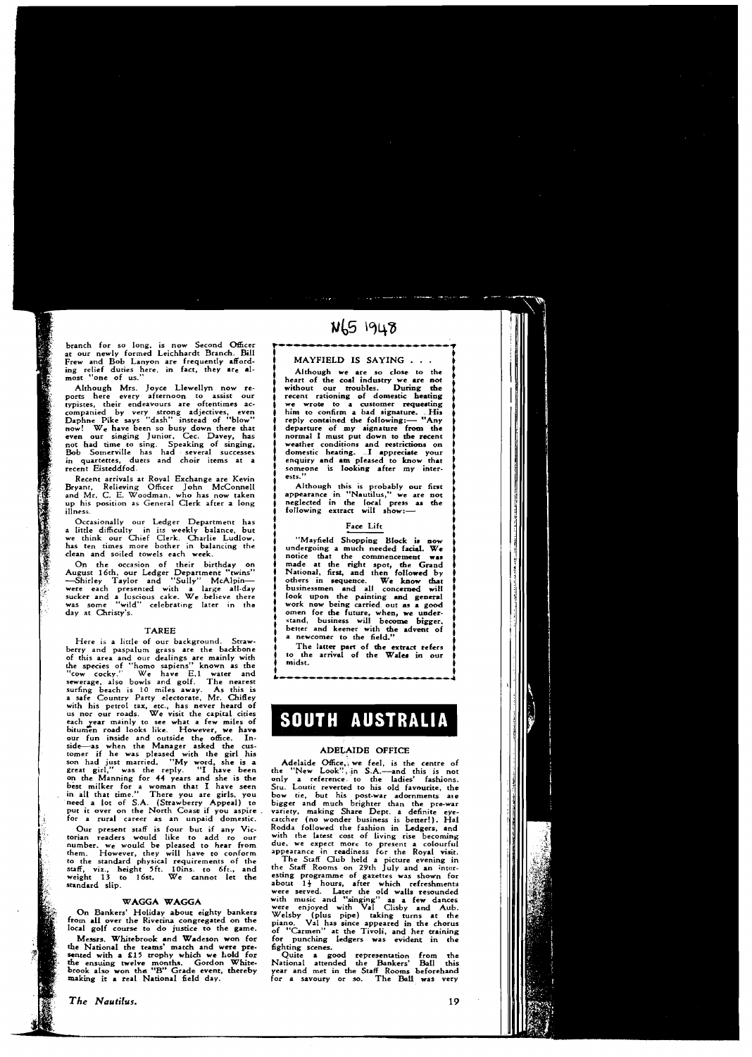branch for so long, is now Second Officer at our newly formed Leichhardt Branch. Bill Frew and Bob Lanyon are frequently affording relief duties here, in fact, they are almost "one of us."

Although Mrs. Joyce Llewellyn now reports here every afternoon to assist our typistes, their endeavours are oftentimes accompanied by very strong adjectives, even Daphne Pike says "dash" instead of "blow" now! We have been so busy down there that even our singing Junior, Cec. Davey, has not had time to sing. Speaking of singing, Bob Somerville has had several successes in quartettes, duets and choir items at a recent Eisteddfod.

Recent arrivals at Royal Exchange are Kevin Bryant, Relieving Officer John McConnell and Mr. C. E. Woodman, who has now taken up his position as General Clerk after a long illness.

Occasionally our Ledger Department has a little difficulty in its weekly balance, but we think our Chief Clerk, Charlie Ludlow, has ten times more bother in balancing the clean and soiled towels each week.

On the occasion of their birthday on August 16th, our Ledger Department "twins" —Shirley Taylor and "Sully" McAlpin— were each presented with a large all-day sucker and a luscious cake. We believe there was some "wild" celebrating later in the day at Christy's.

### TAREE

Here is a little of our background. Strawberry and paspalum grass are the backbone of this area and our dealings are mainly with the species of "homo sapiens" known as the "cow cocky." We have E.1 water and sewerage, also bowls and golf. The nearest surfing beach is 10 miles away. As this is a safe Country Party electorate, Mr. Chifley with his petrol tax, etc., has never heard of us nor our roads. We visit the capital cities each year mainly to see what a few miles of bitumen road looks like. However, we have our fun inside and outside the office. Inside—as when the Manager asked the customer if he was pleased with the girl his son had just married. "My word, she is a great girl," was the reply. "I have been on the Manning for 44 years and she is the best milker for a woman that I have seen in all that time." There you are girls, you need a lot of S.A. (Strawberry Appeal) to put it over on the North Coast if you aspire for a rural career as an unpaid domestic.

Our present staff is four but if any Victorian readers would like to add to our number, we would be pleased to hear from them. However, they will have to conform to the standard physical requirements of the staff, viz., height 5ft. 10ins. to 6ft., and weight 13 to 16st. We cannot let the standard slip.

### WAGGA WAGGA

On Bankers' Holiday about eighty bankers from all over the Riverina congregated on the local golf course to do justice to the game.

Messrs. Whitebrook and Wadeson won for the National the teams' match and were presented with a £15 trophy which we hold for the ensuing twelve months. Gordon Whitebrook also won the "B" Grade event, thereby making it a real National field day.

N65 1948

### MAYFIELD IS SAYING . . .

Although we are so close to the heart of the coal industry we are not without our troubles. During the recent rationing of domestic heating we wrote to a customer requesting him to confirm a bad signature. His reply contained the following:— "Any departure of my signature from the normal I must put down to the recent weather conditions and restrictions on domestic heating. I appreciate your enquiry and am pleased to know that someone is looking after my interests."

Although this is probably our first appearance in "Nautilus," we are not neglected in the local press as the following extract will show:—

**Face Lift**

"Mayfield Shopping Block is now undergoing a much needed facial. We notice that the commencement was made at the right spot, the Grand National, first, and then followed by others in sequence. We know that businessmen and all concerned will look upon the painting and general work now being carried out as a good omen for the future, when, we understand, business will become bigger, better and keener with the advent of a newcomer to the field."

The latter part of the extract refers to the arrival of the Wales in our midst.

## SOUTH AUSTRALIA

### ADELAIDE OFFICE

Adelaide Office, we feel, is the centre of the "New Look", in S.A.—and this is not only a reference to the ladies' fashions. Stu. Loutit reverted to his old favourite, the bow tie, but his post-war adornments are bigger and much brighter than the pre-war variety, making Share Dept. a definite eye-catcher (no wonder business is better!). Hal Rodda followed the fashion in Ledgers, and with the latest cost of living rise becoming due, we expect more to present a colourful appearance in readiness for the Royal visit.

The Staff Club held a picture evening in the Staff Rooms on 29th July and an interesting programme of gazettes was shown for about 1½ hours, after which refreshments were served. Later the old walls resounded with music and "singing" as a few dances were enjoyed with Val Clisby and Aub. Welsby (plus pipe) taking turns at the piano. Val has since appeared in the chorus of "Carmen" at the Tivoli, and her training for punching ledgers was evident in the fighting scenes.

Quite a good representation from the National attended the Bankers' Ball this year and met in the Staff Rooms beforehand for a savoury or so. The Ball was very